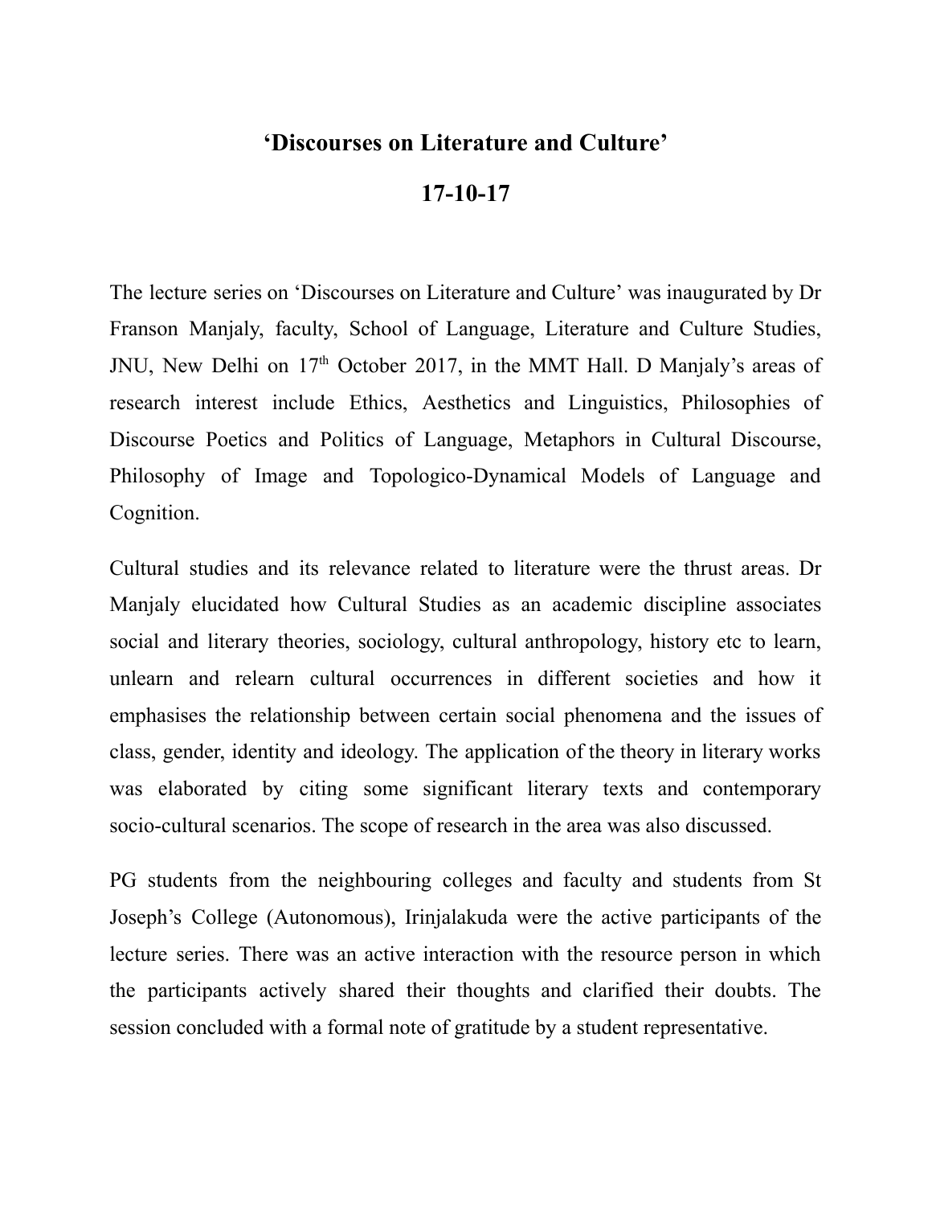# 'Discourses on Literature and Culture'

## 17-10-17

The lecture series on 'Discourses on Literature and Culture' was inaugurated by Dr Franson Manjaly, faculty, School of Language, Literature and Culture Studies, JNU, New Delhi on 17th October 2017, in the MMT Hall. D Manjaly's areas of research interest include Ethics, Aesthetics and Linguistics, Philosophies of Discourse Poetics and Politics of Language, Metaphors in Cultural Discourse, Philosophy of Image and Topologico-Dynamical Models of Language and Cognition.

Cultural studies and its relevance related to literature were the thrust areas. Dr Manjaly elucidated how Cultural Studies as an academic discipline associates social and literary theories, sociology, cultural anthropology, history etc to learn, unlearn and relearn cultural occurrences in different societies and how it emphasises the relationship between certain social phenomena and the issues of class, gender, identity and ideology. The application of the theory in literary works was elaborated by citing some significant literary texts and contemporary socio-cultural scenarios. The scope of research in the area was also discussed.

PG students from the neighbouring colleges and faculty and students from St Joseph's College (Autonomous), Irinjalakuda were the active participants of the lecture series. There was an active interaction with the resource person in which the participants actively shared their thoughts and clarified their doubts. The session concluded with a formal note of gratitude by a student representative.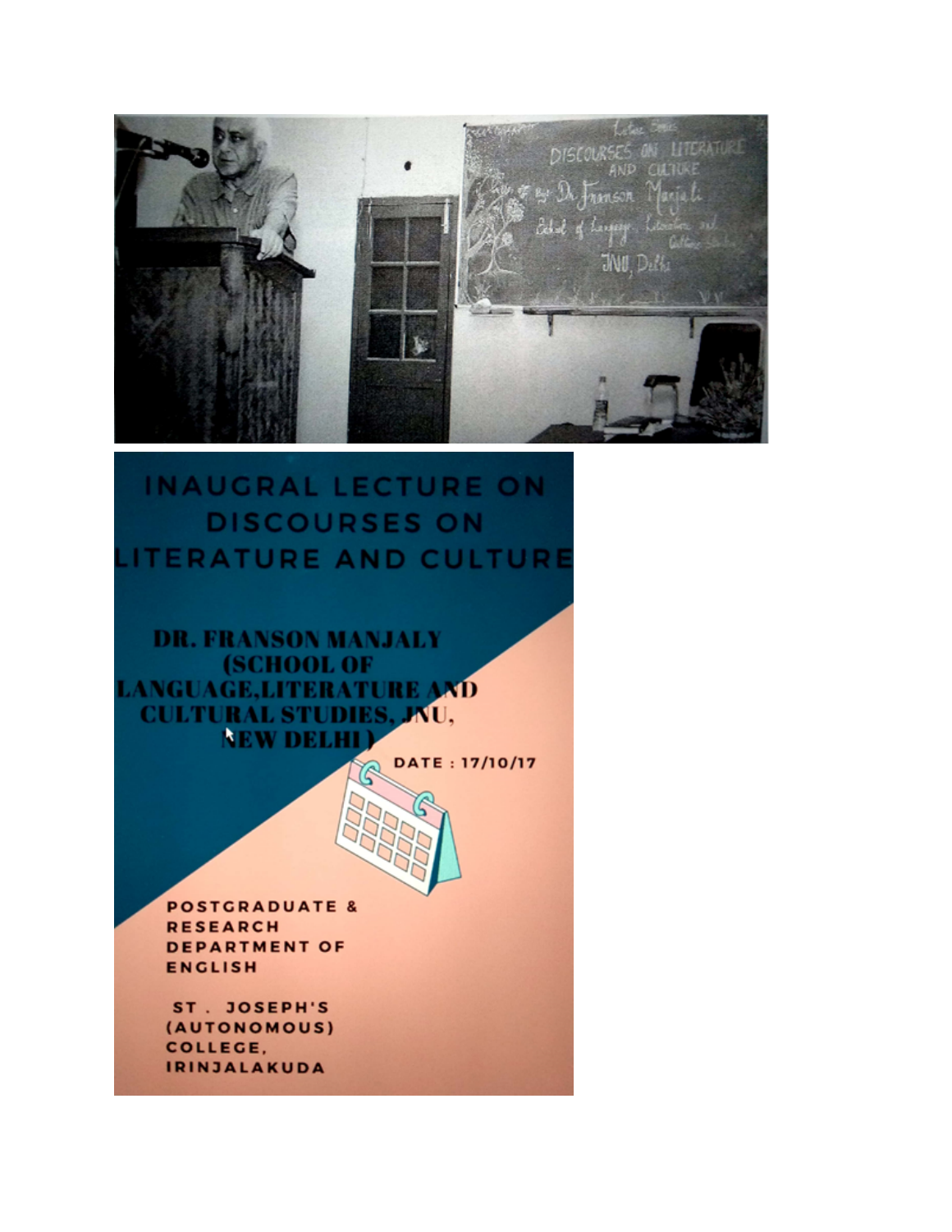# INAUGRAL LECTURE ON DISCOURSES ON LITERATURE AND CULTURE

**DR. FRANSON MANJALY (SCHOOL OF LANGUAGE,LITERATURE AND CULTURAL STUDIES, JNU, NEW DELHI )**

DATE : 17/10/17

POSTGRADUATE & RESEARCH DEPARTMENT OF ENGLISH

ST . JOSEPH'S (AUTONOMOUS) COLLEGE, IRINJALAKUDA